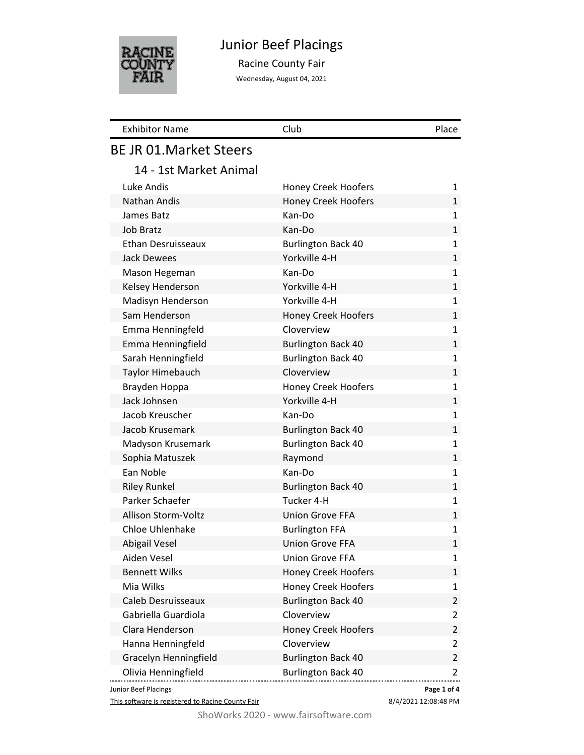# Junior Beef Placings

Racine County Fair

Wednesday, August 04, 2021

| Exhibitor Name | Club | Place |
|---|---|---|

## BE JR 01.Market Steers

### 14 - 1st Market Animal

| Exhibitor Name | Club | Place |
|---|---|---|
| Luke Andis | Honey Creek Hoofers | 1 |
| Nathan Andis | Honey Creek Hoofers | 1 |
| James Batz | Kan-Do | 1 |
| Job Bratz | Kan-Do | 1 |
| Ethan Desruisseaux | Burlington Back 40 | 1 |
| Jack Dewees | Yorkville 4-H | 1 |
| Mason Hegeman | Kan-Do | 1 |
| Kelsey Henderson | Yorkville 4-H | 1 |
| Madisyn Henderson | Yorkville 4-H | 1 |
| Sam Henderson | Honey Creek Hoofers | 1 |
| Emma Henningfeld | Cloverview | 1 |
| Emma Henningfield | Burlington Back 40 | 1 |
| Sarah Henningfield | Burlington Back 40 | 1 |
| Taylor Himebauch | Cloverview | 1 |
| Brayden Hoppa | Honey Creek Hoofers | 1 |
| Jack Johnsen | Yorkville 4-H | 1 |
| Jacob Kreuscher | Kan-Do | 1 |
| Jacob Krusemark | Burlington Back 40 | 1 |
| Madyson Krusemark | Burlington Back 40 | 1 |
| Sophia Matuszek | Raymond | 1 |
| Ean Noble | Kan-Do | 1 |
| Riley Runkel | Burlington Back 40 | 1 |
| Parker Schaefer | Tucker 4-H | 1 |
| Allison Storm-Voltz | Union Grove FFA | 1 |
| Chloe Uhlenhake | Burlington FFA | 1 |
| Abigail Vesel | Union Grove FFA | 1 |
| Aiden Vesel | Union Grove FFA | 1 |
| Bennett Wilks | Honey Creek Hoofers | 1 |
| Mia Wilks | Honey Creek Hoofers | 1 |
| Caleb Desruisseaux | Burlington Back 40 | 2 |
| Gabriella Guardiola | Cloverview | 2 |
| Clara Henderson | Honey Creek Hoofers | 2 |
| Hanna Henningfeld | Cloverview | 2 |
| Gracelyn Henningfield | Burlington Back 40 | 2 |
| Olivia Henningfield | Burlington Back 40 | 2 |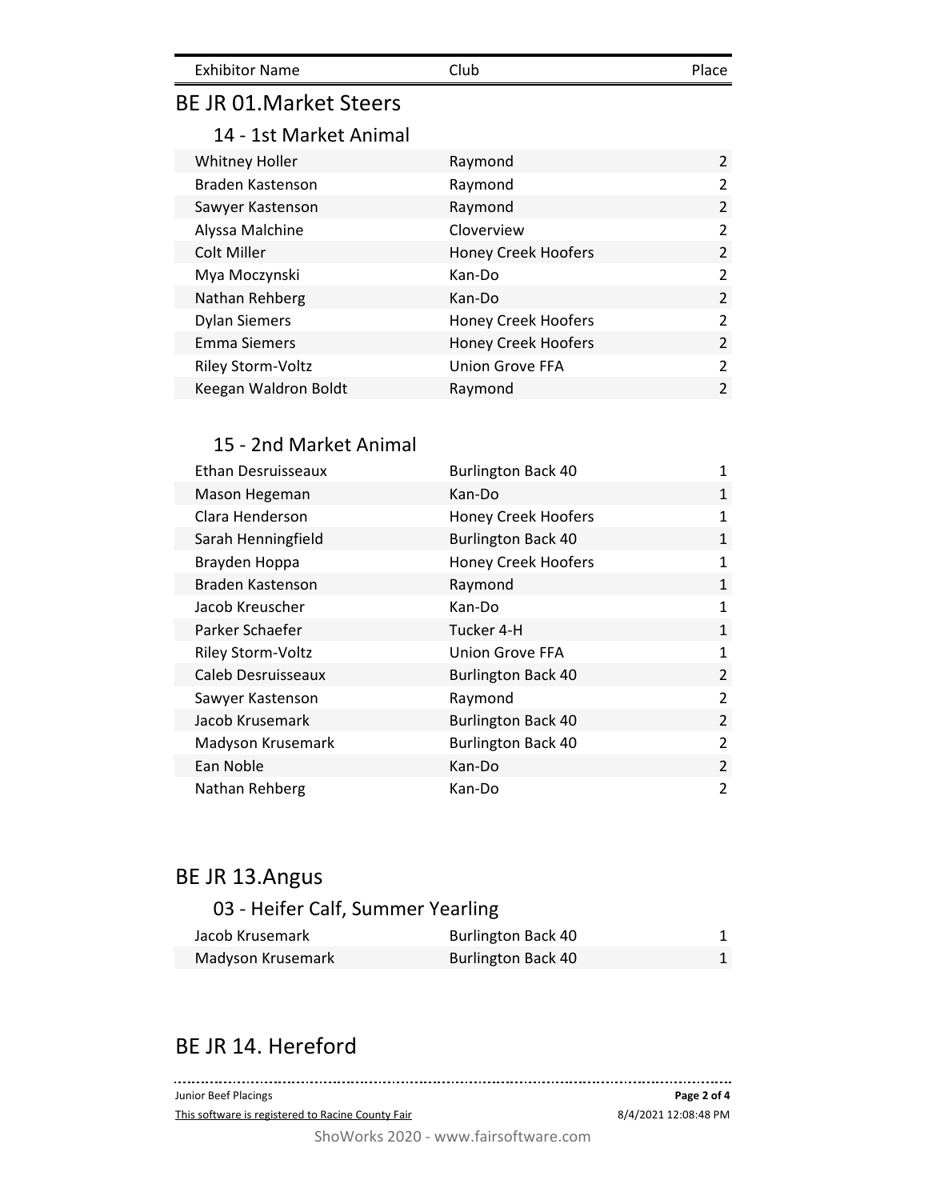| Exhibitor Name | Club | Place |
|---|---|---|

## BE JR 01.Market Steers

### 14 - 1st Market Animal

| Exhibitor Name | Club | Place |
|---|---|---|
| Whitney Holler | Raymond | 2 |
| Braden Kastenson | Raymond | 2 |
| Sawyer Kastenson | Raymond | 2 |
| Alyssa Malchine | Cloverview | 2 |
| Colt Miller | Honey Creek Hoofers | 2 |
| Mya Moczynski | Kan-Do | 2 |
| Nathan Rehberg | Kan-Do | 2 |
| Dylan Siemers | Honey Creek Hoofers | 2 |
| Emma Siemers | Honey Creek Hoofers | 2 |
| Riley Storm-Voltz | Union Grove FFA | 2 |
| Keegan Waldron Boldt | Raymond | 2 |

### 15 - 2nd Market Animal

| Exhibitor Name | Club | Place |
|---|---|---|
| Ethan Desruisseaux | Burlington Back 40 | 1 |
| Mason Hegeman | Kan-Do | 1 |
| Clara Henderson | Honey Creek Hoofers | 1 |
| Sarah Henningfield | Burlington Back 40 | 1 |
| Brayden Hoppa | Honey Creek Hoofers | 1 |
| Braden Kastenson | Raymond | 1 |
| Jacob Kreuscher | Kan-Do | 1 |
| Parker Schaefer | Tucker 4-H | 1 |
| Riley Storm-Voltz | Union Grove FFA | 1 |
| Caleb Desruisseaux | Burlington Back 40 | 2 |
| Sawyer Kastenson | Raymond | 2 |
| Jacob Krusemark | Burlington Back 40 | 2 |
| Madyson Krusemark | Burlington Back 40 | 2 |
| Ean Noble | Kan-Do | 2 |
| Nathan Rehberg | Kan-Do | 2 |

## BE JR 13.Angus

### 03 - Heifer Calf, Summer Yearling

| Exhibitor Name | Club | Place |
|---|---|---|
| Jacob Krusemark | Burlington Back 40 | 1 |
| Madyson Krusemark | Burlington Back 40 | 1 |

## BE JR 14. Hereford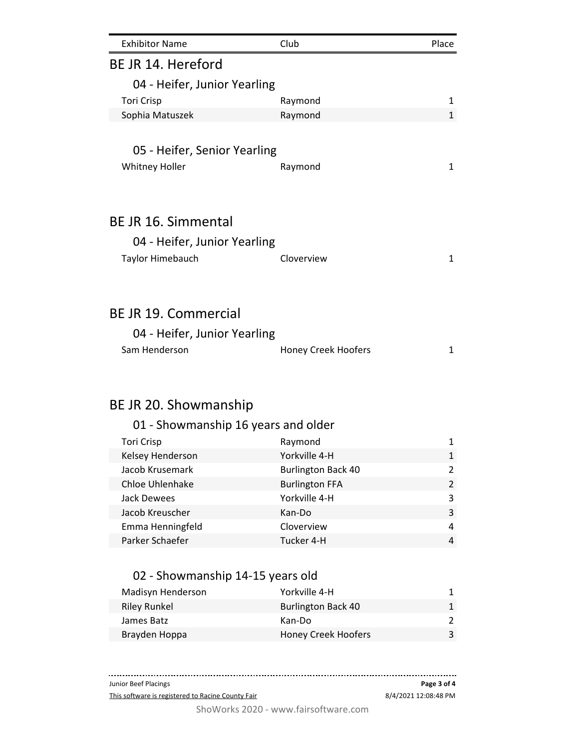| Exhibitor Name | Club | Place |
|---|---|---|

## BE JR 14. Hereford

### 04 - Heifer, Junior Yearling

| Exhibitor Name | Club | Place |
|---|---|---|
| Tori Crisp | Raymond | 1 |
| Sophia Matuszek | Raymond | 1 |

### 05 - Heifer, Senior Yearling

| Exhibitor Name | Club | Place |
|---|---|---|
| Whitney Holler | Raymond | 1 |

## BE JR 16. Simmental

### 04 - Heifer, Junior Yearling

| Exhibitor Name | Club | Place |
|---|---|---|
| Taylor Himebauch | Cloverview | 1 |

## BE JR 19. Commercial

### 04 - Heifer, Junior Yearling

| Exhibitor Name | Club | Place |
|---|---|---|
| Sam Henderson | Honey Creek Hoofers | 1 |

## BE JR 20. Showmanship

### 01 - Showmanship 16 years and older

| Exhibitor Name | Club | Place |
|---|---|---|
| Tori Crisp | Raymond | 1 |
| Kelsey Henderson | Yorkville 4-H | 1 |
| Jacob Krusemark | Burlington Back 40 | 2 |
| Chloe Uhlenhake | Burlington FFA | 2 |
| Jack Dewees | Yorkville 4-H | 3 |
| Jacob Kreuscher | Kan-Do | 3 |
| Emma Henningfeld | Cloverview | 4 |
| Parker Schaefer | Tucker 4-H | 4 |

### 02 - Showmanship 14-15 years old

| Exhibitor Name | Club | Place |
|---|---|---|
| Madisyn Henderson | Yorkville 4-H | 1 |
| Riley Runkel | Burlington Back 40 | 1 |
| James Batz | Kan-Do | 2 |
| Brayden Hoppa | Honey Creek Hoofers | 3 |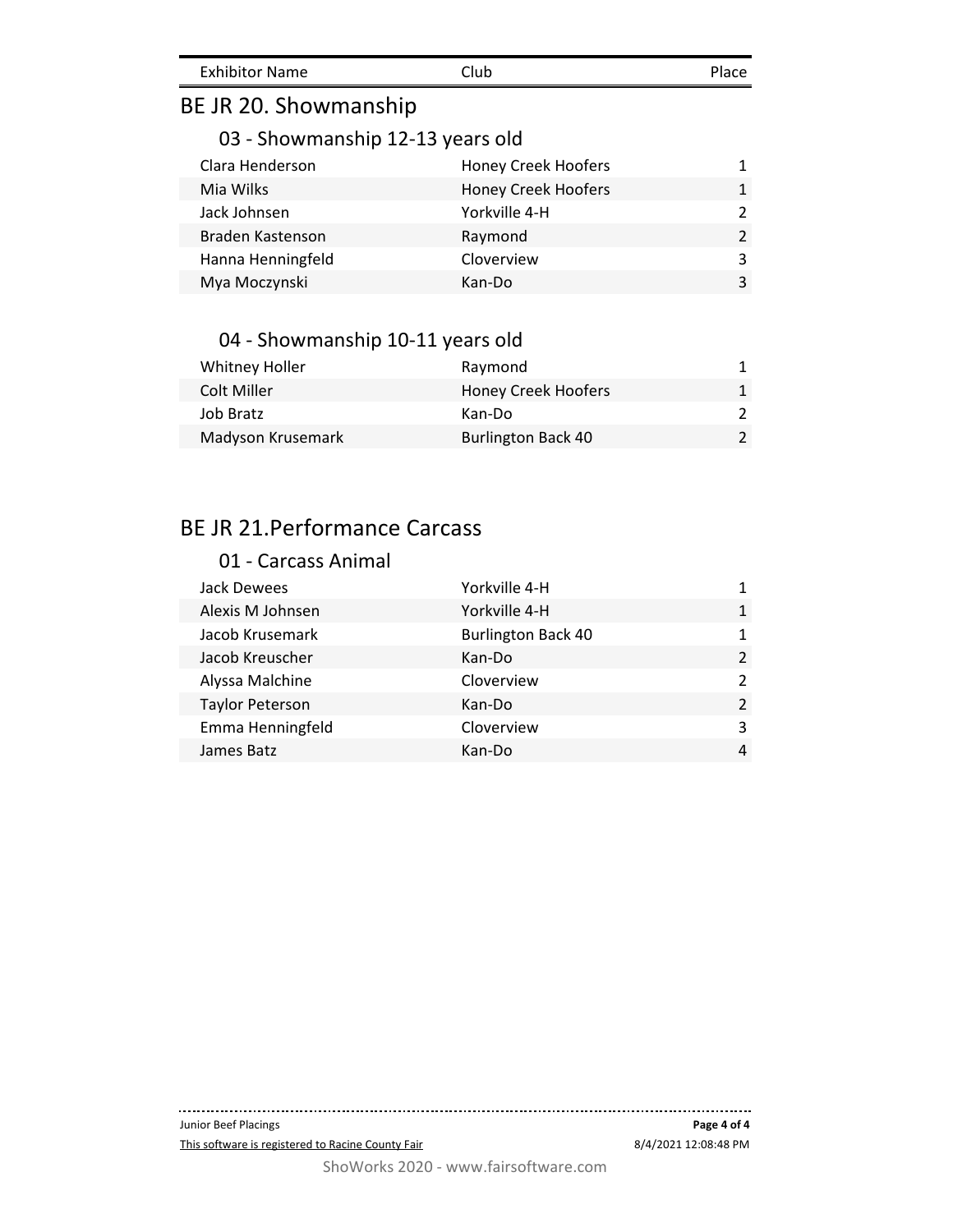| Exhibitor Name | Club | Place |
| --- | --- | --- |

## BE JR 20. Showmanship

### 03 - Showmanship 12-13 years old

| Exhibitor Name | Club | Place |
| --- | --- | --- |
| Clara Henderson | Honey Creek Hoofers | 1 |
| Mia Wilks | Honey Creek Hoofers | 1 |
| Jack Johnsen | Yorkville 4-H | 2 |
| Braden Kastenson | Raymond | 2 |
| Hanna Henningfeld | Cloverview | 3 |
| Mya Moczynski | Kan-Do | 3 |

### 04 - Showmanship 10-11 years old

| Exhibitor Name | Club | Place |
| --- | --- | --- |
| Whitney Holler | Raymond | 1 |
| Colt Miller | Honey Creek Hoofers | 1 |
| Job Bratz | Kan-Do | 2 |
| Madyson Krusemark | Burlington Back 40 | 2 |

## BE JR 21.Performance Carcass

### 01 - Carcass Animal

| Exhibitor Name | Club | Place |
| --- | --- | --- |
| Jack Dewees | Yorkville 4-H | 1 |
| Alexis M Johnsen | Yorkville 4-H | 1 |
| Jacob Krusemark | Burlington Back 40 | 1 |
| Jacob Kreuscher | Kan-Do | 2 |
| Alyssa Malchine | Cloverview | 2 |
| Taylor Peterson | Kan-Do | 2 |
| Emma Henningfeld | Cloverview | 3 |
| James Batz | Kan-Do | 4 |